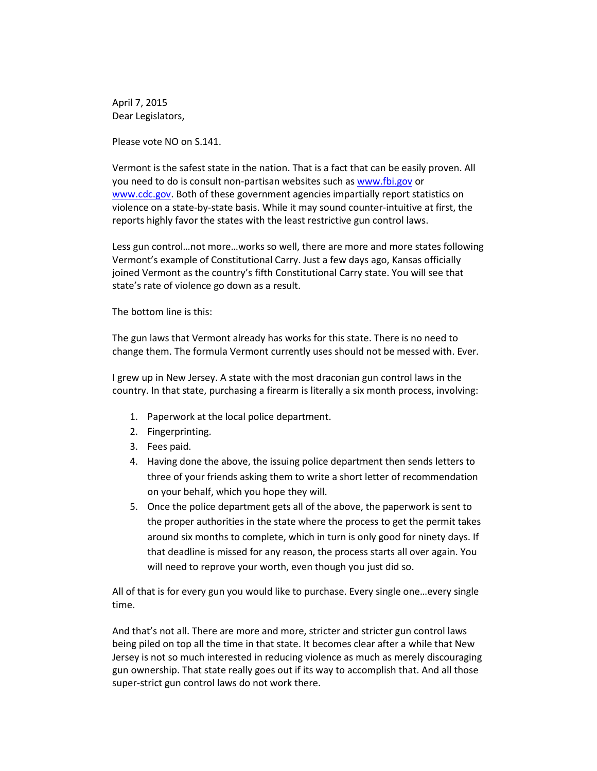April 7, 2015
Dear Legislators,

Please vote NO on S.141.

Vermont is the safest state in the nation. That is a fact that can be easily proven. All you need to do is consult non-partisan websites such as www.fbi.gov or www.cdc.gov. Both of these government agencies impartially report statistics on violence on a state-by-state basis. While it may sound counter-intuitive at first, the reports highly favor the states with the least restrictive gun control laws.

Less gun control…not more…works so well, there are more and more states following Vermont's example of Constitutional Carry. Just a few days ago, Kansas officially joined Vermont as the country's fifth Constitutional Carry state. You will see that state's rate of violence go down as a result.

The bottom line is this:

The gun laws that Vermont already has works for this state. There is no need to change them. The formula Vermont currently uses should not be messed with. Ever.

I grew up in New Jersey. A state with the most draconian gun control laws in the country. In that state, purchasing a firearm is literally a six month process, involving:

1. Paperwork at the local police department.
2. Fingerprinting.
3. Fees paid.
4. Having done the above, the issuing police department then sends letters to three of your friends asking them to write a short letter of recommendation on your behalf, which you hope they will.
5. Once the police department gets all of the above, the paperwork is sent to the proper authorities in the state where the process to get the permit takes around six months to complete, which in turn is only good for ninety days. If that deadline is missed for any reason, the process starts all over again. You will need to reprove your worth, even though you just did so.

All of that is for every gun you would like to purchase. Every single one…every single time.

And that's not all. There are more and more, stricter and stricter gun control laws being piled on top all the time in that state. It becomes clear after a while that New Jersey is not so much interested in reducing violence as much as merely discouraging gun ownership. That state really goes out if its way to accomplish that. And all those super-strict gun control laws do not work there.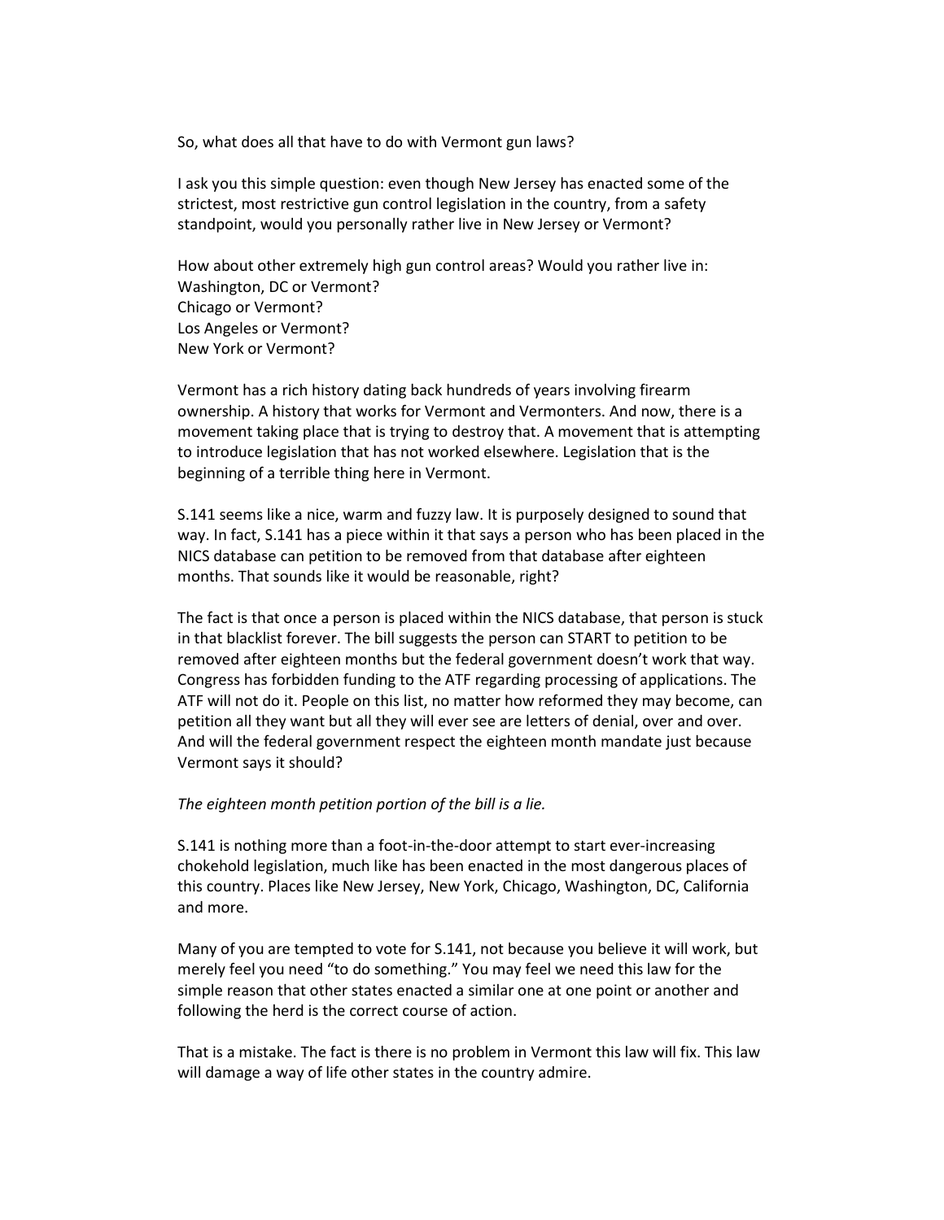So, what does all that have to do with Vermont gun laws?

I ask you this simple question: even though New Jersey has enacted some of the strictest, most restrictive gun control legislation in the country, from a safety standpoint, would you personally rather live in New Jersey or Vermont?

How about other extremely high gun control areas? Would you rather live in:
Washington, DC or Vermont?
Chicago or Vermont?
Los Angeles or Vermont?
New York or Vermont?

Vermont has a rich history dating back hundreds of years involving firearm ownership. A history that works for Vermont and Vermonters. And now, there is a movement taking place that is trying to destroy that. A movement that is attempting to introduce legislation that has not worked elsewhere. Legislation that is the beginning of a terrible thing here in Vermont.

S.141 seems like a nice, warm and fuzzy law. It is purposely designed to sound that way. In fact, S.141 has a piece within it that says a person who has been placed in the NICS database can petition to be removed from that database after eighteen months. That sounds like it would be reasonable, right?

The fact is that once a person is placed within the NICS database, that person is stuck in that blacklist forever. The bill suggests the person can START to petition to be removed after eighteen months but the federal government doesn't work that way. Congress has forbidden funding to the ATF regarding processing of applications. The ATF will not do it. People on this list, no matter how reformed they may become, can petition all they want but all they will ever see are letters of denial, over and over. And will the federal government respect the eighteen month mandate just because Vermont says it should?

*The eighteen month petition portion of the bill is a lie.*

S.141 is nothing more than a foot-in-the-door attempt to start ever-increasing chokehold legislation, much like has been enacted in the most dangerous places of this country. Places like New Jersey, New York, Chicago, Washington, DC, California and more.

Many of you are tempted to vote for S.141, not because you believe it will work, but merely feel you need "to do something." You may feel we need this law for the simple reason that other states enacted a similar one at one point or another and following the herd is the correct course of action.

That is a mistake. The fact is there is no problem in Vermont this law will fix. This law will damage a way of life other states in the country admire.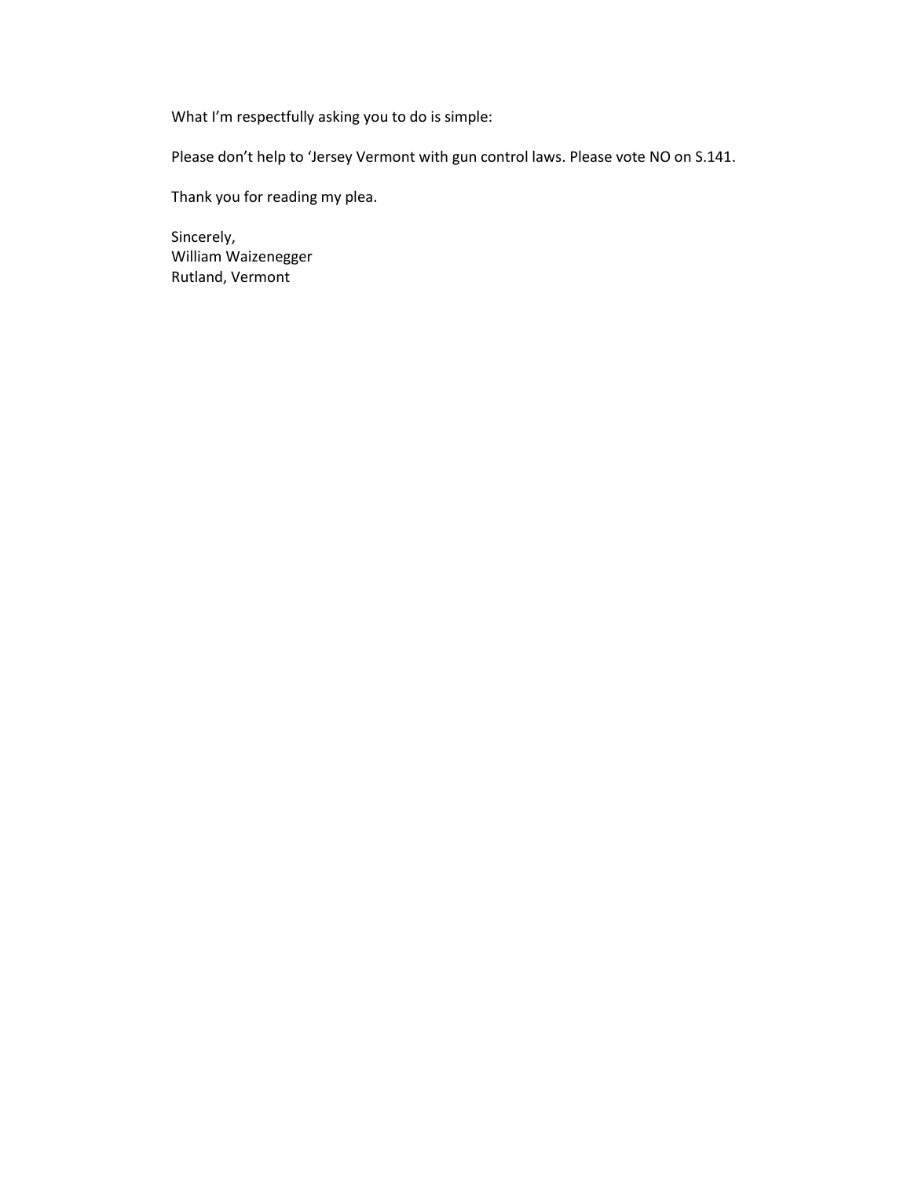What I'm respectfully asking you to do is simple:

Please don't help to 'Jersey Vermont with gun control laws. Please vote NO on S.141.

Thank you for reading my plea.

Sincerely,
William Waizenegger
Rutland, Vermont